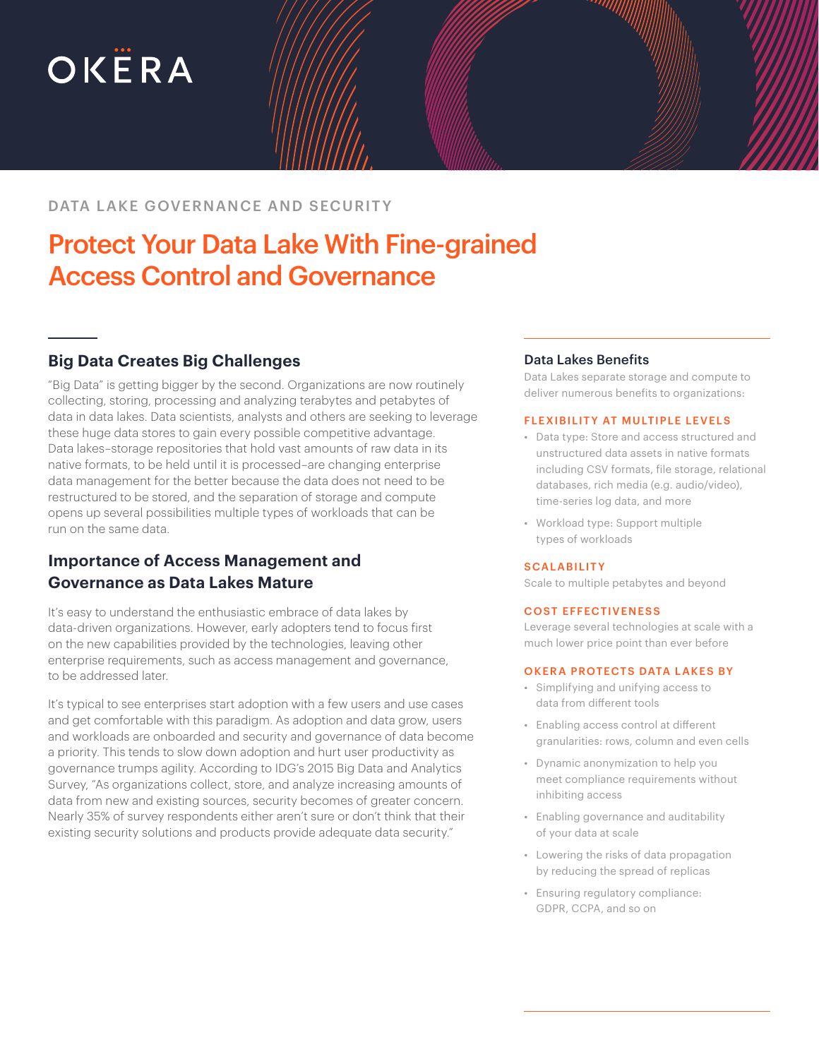OKERA

DATA LAKE GOVERNANCE AND SECURITY

# Protect Your Data Lake With Fine-grained Access Control and Governance

## Big Data Creates Big Challenges

"Big Data" is getting bigger by the second. Organizations are now routinely collecting, storing, processing and analyzing terabytes and petabytes of data in data lakes. Data scientists, analysts and others are seeking to leverage these huge data stores to gain every possible competitive advantage. Data lakes–storage repositories that hold vast amounts of raw data in its native formats, to be held until it is processed–are changing enterprise data management for the better because the data does not need to be restructured to be stored, and the separation of storage and compute opens up several possibilities multiple types of workloads that can be run on the same data.

## Importance of Access Management and Governance as Data Lakes Mature

It's easy to understand the enthusiastic embrace of data lakes by data-driven organizations. However, early adopters tend to focus first on the new capabilities provided by the technologies, leaving other enterprise requirements, such as access management and governance, to be addressed later.

It's typical to see enterprises start adoption with a few users and use cases and get comfortable with this paradigm. As adoption and data grow, users and workloads are onboarded and security and governance of data become a priority. This tends to slow down adoption and hurt user productivity as governance trumps agility. According to IDG's 2015 Big Data and Analytics Survey, "As organizations collect, store, and analyze increasing amounts of data from new and existing sources, security becomes of greater concern. Nearly 35% of survey respondents either aren't sure or don't think that their existing security solutions and products provide adequate data security."

### Data Lakes Benefits

Data Lakes separate storage and compute to deliver numerous benefits to organizations:

**FLEXIBILITY AT MULTIPLE LEVELS**

- Data type: Store and access structured and unstructured data assets in native formats including CSV formats, file storage, relational databases, rich media (e.g. audio/video), time-series log data, and more
- Workload type: Support multiple types of workloads

**SCALABILITY**

Scale to multiple petabytes and beyond

**COST EFFECTIVENESS**

Leverage several technologies at scale with a much lower price point than ever before

**OKERA PROTECTS DATA LAKES BY**

- Simplifying and unifying access to data from different tools
- Enabling access control at different granularities: rows, column and even cells
- Dynamic anonymization to help you meet compliance requirements without inhibiting access
- Enabling governance and auditability of your data at scale
- Lowering the risks of data propagation by reducing the spread of replicas
- Ensuring regulatory compliance: GDPR, CCPA, and so on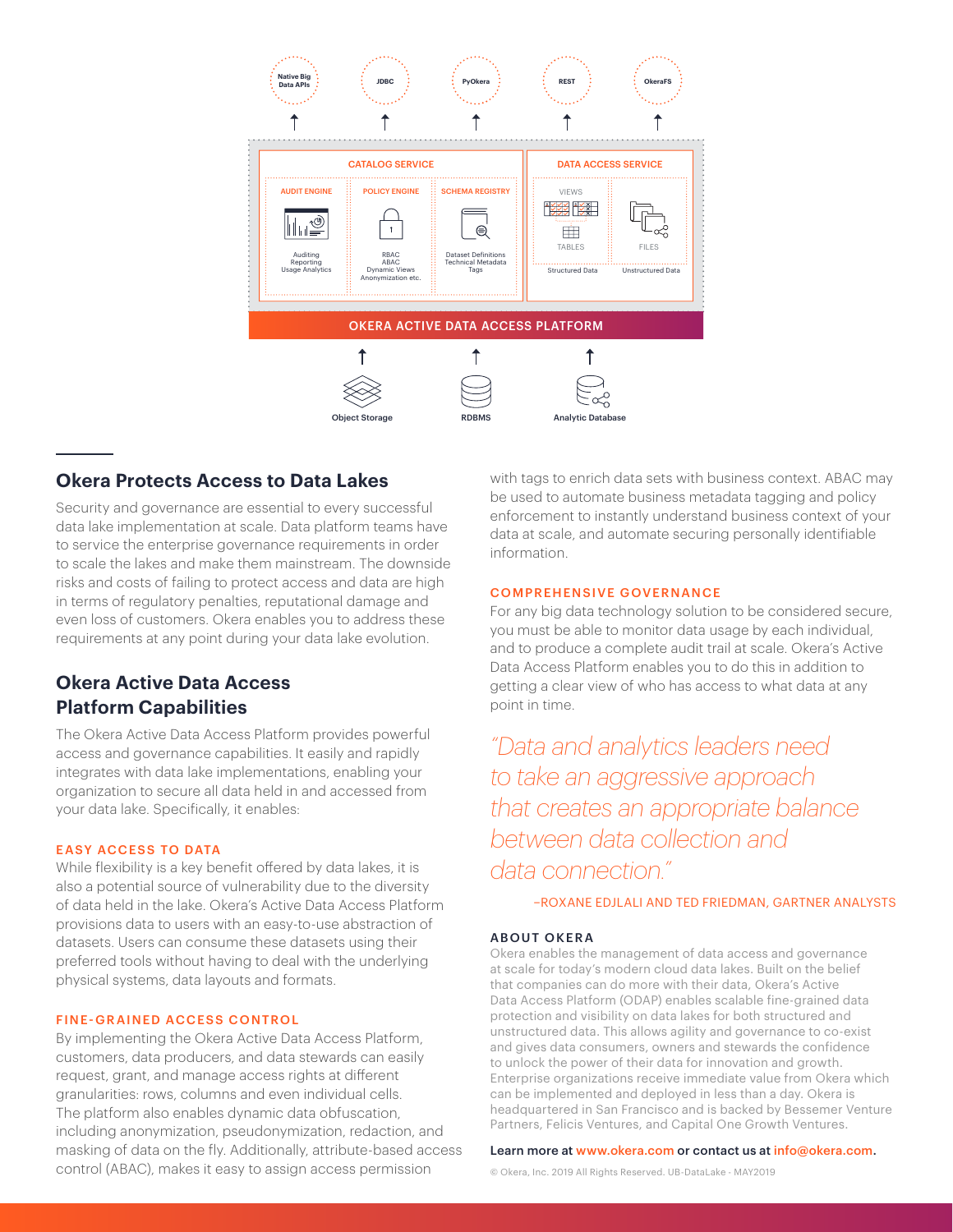Native Big Data APIs

JDBC

PyOkera

REST

OkeraFS

CATALOG SERVICE

AUDIT ENGINE

Auditing
Reporting
Usage Analytics

POLICY ENGINE

RBAC
ABAC
Dynamic Views
Anonymization etc.

SCHEMA REGISTRY

Dataset Definitions
Technical Metadata
Tags

DATA ACCESS SERVICE

VIEWS

TABLES

Structured Data

FILES

Unstructured Data

OKERA ACTIVE DATA ACCESS PLATFORM

Object Storage

RDBMS

Analytic Database

## Okera Protects Access to Data Lakes

Security and governance are essential to every successful data lake implementation at scale. Data platform teams have to service the enterprise governance requirements in order to scale the lakes and make them mainstream. The downside risks and costs of failing to protect access and data are high in terms of regulatory penalties, reputational damage and even loss of customers. Okera enables you to address these requirements at any point during your data lake evolution.

## Okera Active Data Access Platform Capabilities

The Okera Active Data Access Platform provides powerful access and governance capabilities. It easily and rapidly integrates with data lake implementations, enabling your organization to secure all data held in and accessed from your data lake. Specifically, it enables:

### EASY ACCESS TO DATA

While flexibility is a key benefit offered by data lakes, it is also a potential source of vulnerability due to the diversity of data held in the lake. Okera's Active Data Access Platform provisions data to users with an easy-to-use abstraction of datasets. Users can consume these datasets using their preferred tools without having to deal with the underlying physical systems, data layouts and formats.

### FINE-GRAINED ACCESS CONTROL

By implementing the Okera Active Data Access Platform, customers, data producers, and data stewards can easily request, grant, and manage access rights at different granularities: rows, columns and even individual cells. The platform also enables dynamic data obfuscation, including anonymization, pseudonymization, redaction, and masking of data on the fly. Additionally, attribute-based access control (ABAC), makes it easy to assign access permission with tags to enrich data sets with business context. ABAC may be used to automate business metadata tagging and policy enforcement to instantly understand business context of your data at scale, and automate securing personally identifiable information.

### COMPREHENSIVE GOVERNANCE

For any big data technology solution to be considered secure, you must be able to monitor data usage by each individual, and to produce a complete audit trail at scale. Okera's Active Data Access Platform enables you to do this in addition to getting a clear view of who has access to what data at any point in time.

*"Data and analytics leaders need to take an aggressive approach that creates an appropriate balance between data collection and data connection."*

–ROXANE EDJLALI AND TED FRIEDMAN, GARTNER ANALYSTS

### ABOUT OKERA

Okera enables the management of data access and governance at scale for today's modern cloud data lakes. Built on the belief that companies can do more with their data, Okera's Active Data Access Platform (ODAP) enables scalable fine-grained data protection and visibility on data lakes for both structured and unstructured data. This allows agility and governance to co-exist and gives data consumers, owners and stewards the confidence to unlock the power of their data for innovation and growth. Enterprise organizations receive immediate value from Okera which can be implemented and deployed in less than a day. Okera is headquartered in San Francisco and is backed by Bessemer Venture Partners, Felicis Ventures, and Capital One Growth Ventures.

**Learn more at www.okera.com or contact us at info@okera.com.**

© Okera, Inc. 2019 All Rights Reserved. UB-DataLake - MAY2019